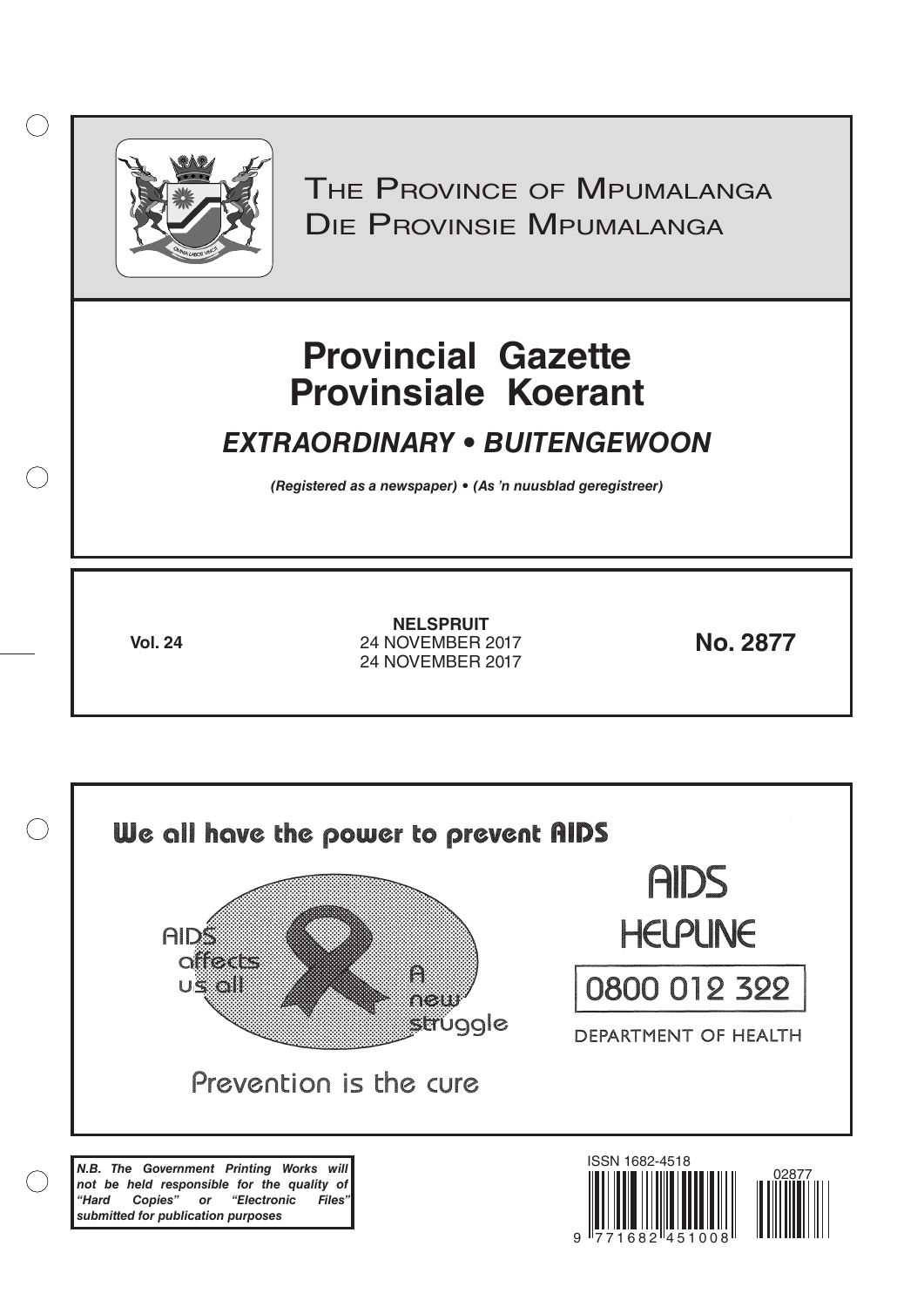# The Province of Mpumalanga
# Die Provinsie Mpumalanga

# Provincial Gazette
# Provinsiale Koerant

## *EXTRAORDINARY • BUITENGEWOON*

***(Registered as a newspaper) • (As 'n nuusblad geregistreer)***

**Vol. 24**

**NELSPRUIT**
24 NOVEMBER 2017
24 NOVEMBER 2017

**No. 2877**

**We all have the power to prevent AIDS**

AIDS affects us all

A new struggle

Prevention is the cure

AIDS HELPLINE

0800 012 322

DEPARTMENT OF HEALTH

***N.B. The Government Printing Works will not be held responsible for the quality of "Hard Copies" or "Electronic Files" submitted for publication purposes***

ISSN 1682-4518

02877

9 771682 451008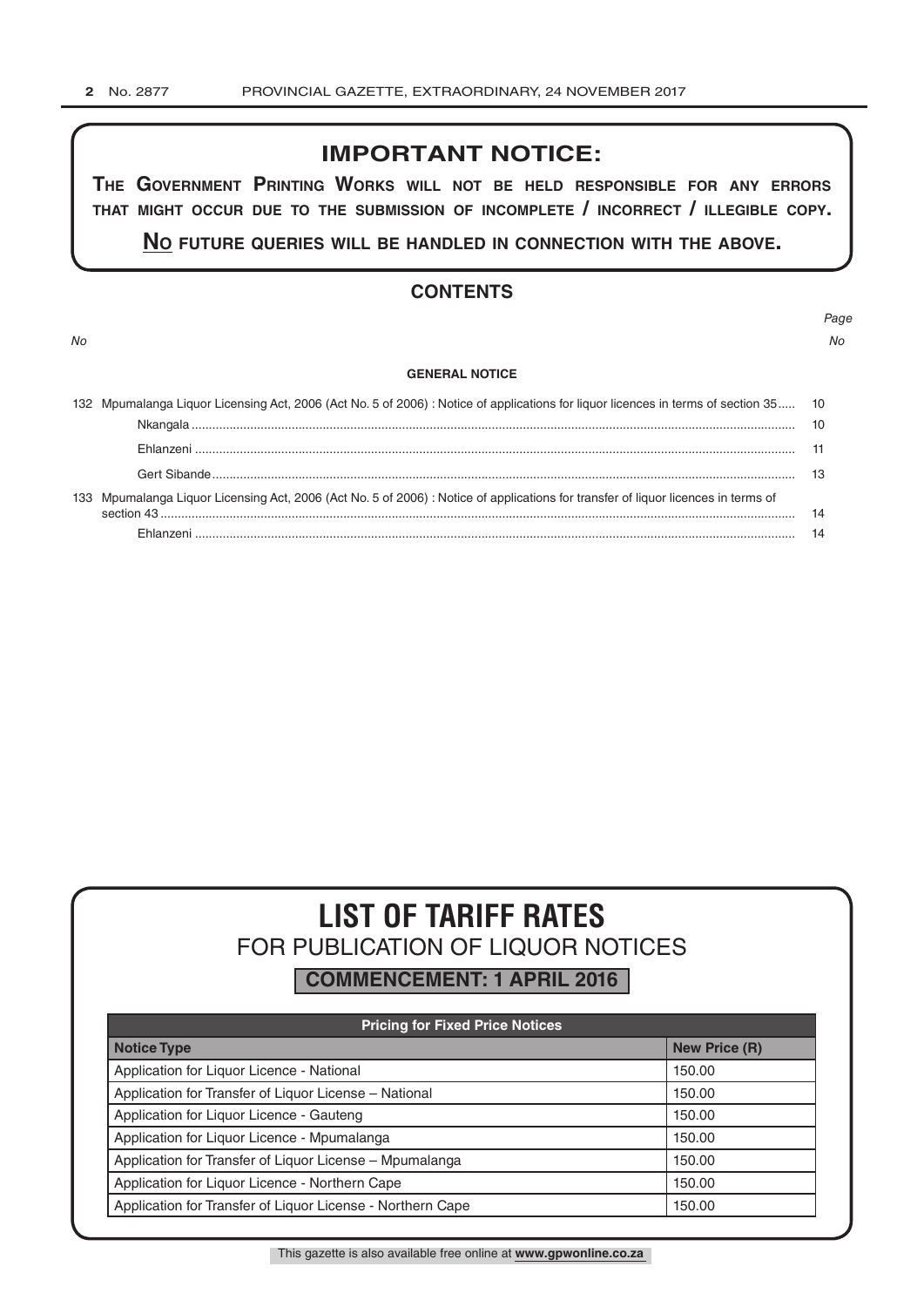## IMPORTANT NOTICE:

**THE GOVERNMENT PRINTING WORKS WILL NOT BE HELD RESPONSIBLE FOR ANY ERRORS THAT MIGHT OCCUR DUE TO THE SUBMISSION OF INCOMPLETE / INCORRECT / ILLEGIBLE COPY.**

**NO FUTURE QUERIES WILL BE HANDLED IN CONNECTION WITH THE ABOVE.**

## CONTENTS

| No | | Page No |
|---|---|---|
| | **GENERAL NOTICE** | |
| 132 | Mpumalanga Liquor Licensing Act, 2006 (Act No. 5 of 2006) : Notice of applications for liquor licences in terms of section 35 | 10 |
| | Nkangala | 10 |
| | Ehlanzeni | 11 |
| | Gert Sibande | 13 |
| 133 | Mpumalanga Liquor Licensing Act, 2006 (Act No. 5 of 2006) : Notice of applications for transfer of liquor licences in terms of section 43 | 14 |
| | Ehlanzeni | 14 |

# LIST OF TARIFF RATES

FOR PUBLICATION OF LIQUOR NOTICES

**COMMENCEMENT: 1 APRIL 2016**

| Pricing for Fixed Price Notices | |
|---|---|
| **Notice Type** | **New Price (R)** |
| Application for Liquor Licence - National | 150.00 |
| Application for Transfer of Liquor License – National | 150.00 |
| Application for Liquor Licence - Gauteng | 150.00 |
| Application for Liquor Licence - Mpumalanga | 150.00 |
| Application for Transfer of Liquor License – Mpumalanga | 150.00 |
| Application for Liquor Licence - Northern Cape | 150.00 |
| Application for Transfer of Liquor License - Northern Cape | 150.00 |

This gazette is also available free online at **www.gpwonline.co.za**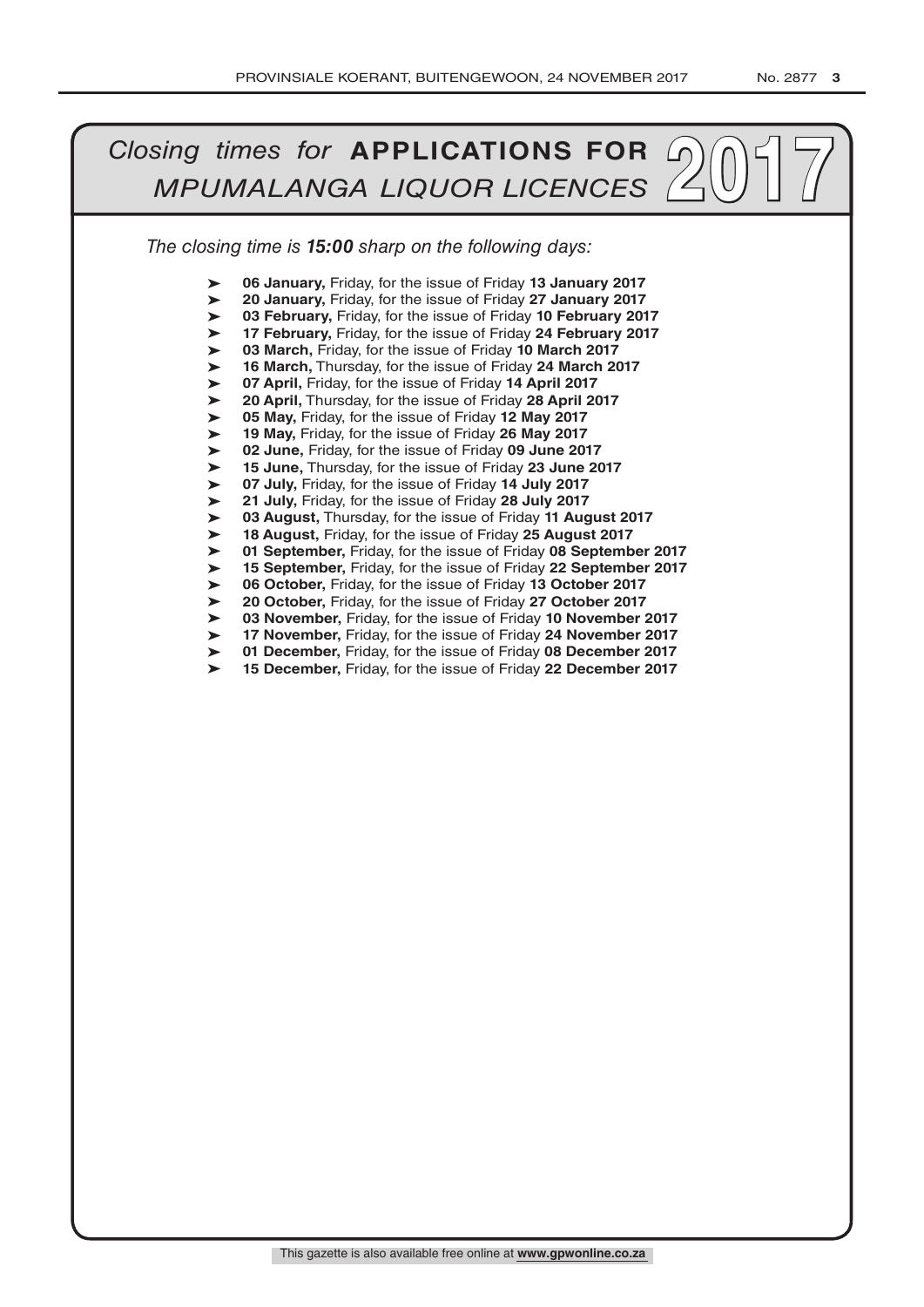# *Closing times for* **APPLICATIONS FOR** *MPUMALANGA LIQUOR LICENCES* 2017

*The closing time is **15:00** sharp on the following days:*

- **06 January,** Friday, for the issue of Friday **13 January 2017**
- **20 January,** Friday, for the issue of Friday **27 January 2017**
- **03 February,** Friday, for the issue of Friday **10 February 2017**
- **17 February,** Friday, for the issue of Friday **24 February 2017**
- **03 March,** Friday, for the issue of Friday **10 March 2017**
- **16 March,** Thursday, for the issue of Friday **24 March 2017**
- **07 April,** Friday, for the issue of Friday **14 April 2017**
- **20 April,** Thursday, for the issue of Friday **28 April 2017**
- **05 May,** Friday, for the issue of Friday **12 May 2017**
- **19 May,** Friday, for the issue of Friday **26 May 2017**
- **02 June,** Friday, for the issue of Friday **09 June 2017**
- **15 June,** Thursday, for the issue of Friday **23 June 2017**
- **07 July,** Friday, for the issue of Friday **14 July 2017**
- **21 July,** Friday, for the issue of Friday **28 July 2017**
- **03 August,** Thursday, for the issue of Friday **11 August 2017**
- **18 August,** Friday, for the issue of Friday **25 August 2017**
- **01 September,** Friday, for the issue of Friday **08 September 2017**
- **15 September,** Friday, for the issue of Friday **22 September 2017**
- **06 October,** Friday, for the issue of Friday **13 October 2017**
- **20 October,** Friday, for the issue of Friday **27 October 2017**
- **03 November,** Friday, for the issue of Friday **10 November 2017**
- **17 November,** Friday, for the issue of Friday **24 November 2017**
- **01 December,** Friday, for the issue of Friday **08 December 2017**
- **15 December,** Friday, for the issue of Friday **22 December 2017**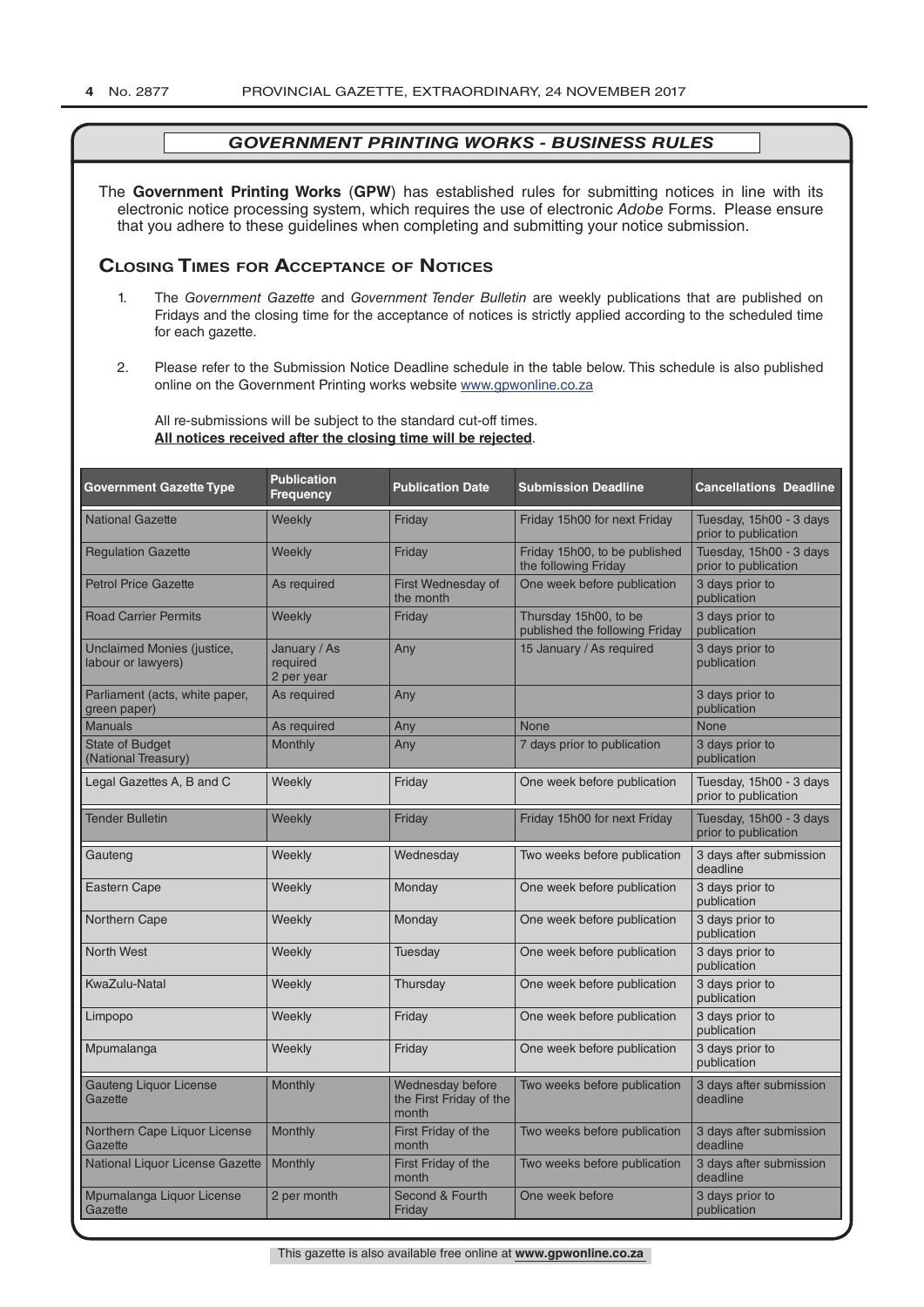## GOVERNMENT PRINTING WORKS - BUSINESS RULES

The **Government Printing Works** (**GPW**) has established rules for submitting notices in line with its electronic notice processing system, which requires the use of electronic *Adobe* Forms. Please ensure that you adhere to these guidelines when completing and submitting your notice submission.

### Closing Times for Acceptance of Notices

1. The *Government Gazette* and *Government Tender Bulletin* are weekly publications that are published on Fridays and the closing time for the acceptance of notices is strictly applied according to the scheduled time for each gazette.

2. Please refer to the Submission Notice Deadline schedule in the table below. This schedule is also published online on the Government Printing works website www.gpwonline.co.za

   All re-submissions will be subject to the standard cut-off times.
   **All notices received after the closing time will be rejected**.

| Government Gazette Type | Publication Frequency | Publication Date | Submission Deadline | Cancellations Deadline |
|---|---|---|---|---|
| National Gazette | Weekly | Friday | Friday 15h00 for next Friday | Tuesday, 15h00 - 3 days prior to publication |
| Regulation Gazette | Weekly | Friday | Friday 15h00, to be published the following Friday | Tuesday, 15h00 - 3 days prior to publication |
| Petrol Price Gazette | As required | First Wednesday of the month | One week before publication | 3 days prior to publication |
| Road Carrier Permits | Weekly | Friday | Thursday 15h00, to be published the following Friday | 3 days prior to publication |
| Unclaimed Monies (justice, labour or lawyers) | January / As required 2 per year | Any | 15 January / As required | 3 days prior to publication |
| Parliament (acts, white paper, green paper) | As required | Any | | 3 days prior to publication |
| Manuals | As required | Any | None | None |
| State of Budget (National Treasury) | Monthly | Any | 7 days prior to publication | 3 days prior to publication |
| Legal Gazettes A, B and C | Weekly | Friday | One week before publication | Tuesday, 15h00 - 3 days prior to publication |
| Tender Bulletin | Weekly | Friday | Friday 15h00 for next Friday | Tuesday, 15h00 - 3 days prior to publication |
| Gauteng | Weekly | Wednesday | Two weeks before publication | 3 days after submission deadline |
| Eastern Cape | Weekly | Monday | One week before publication | 3 days prior to publication |
| Northern Cape | Weekly | Monday | One week before publication | 3 days prior to publication |
| North West | Weekly | Tuesday | One week before publication | 3 days prior to publication |
| KwaZulu-Natal | Weekly | Thursday | One week before publication | 3 days prior to publication |
| Limpopo | Weekly | Friday | One week before publication | 3 days prior to publication |
| Mpumalanga | Weekly | Friday | One week before publication | 3 days prior to publication |
| Gauteng Liquor License Gazette | Monthly | Wednesday before the First Friday of the month | Two weeks before publication | 3 days after submission deadline |
| Northern Cape Liquor License Gazette | Monthly | First Friday of the month | Two weeks before publication | 3 days after submission deadline |
| National Liquor License Gazette | Monthly | First Friday of the month | Two weeks before publication | 3 days after submission deadline |
| Mpumalanga Liquor License Gazette | 2 per month | Second & Fourth Friday | One week before | 3 days prior to publication |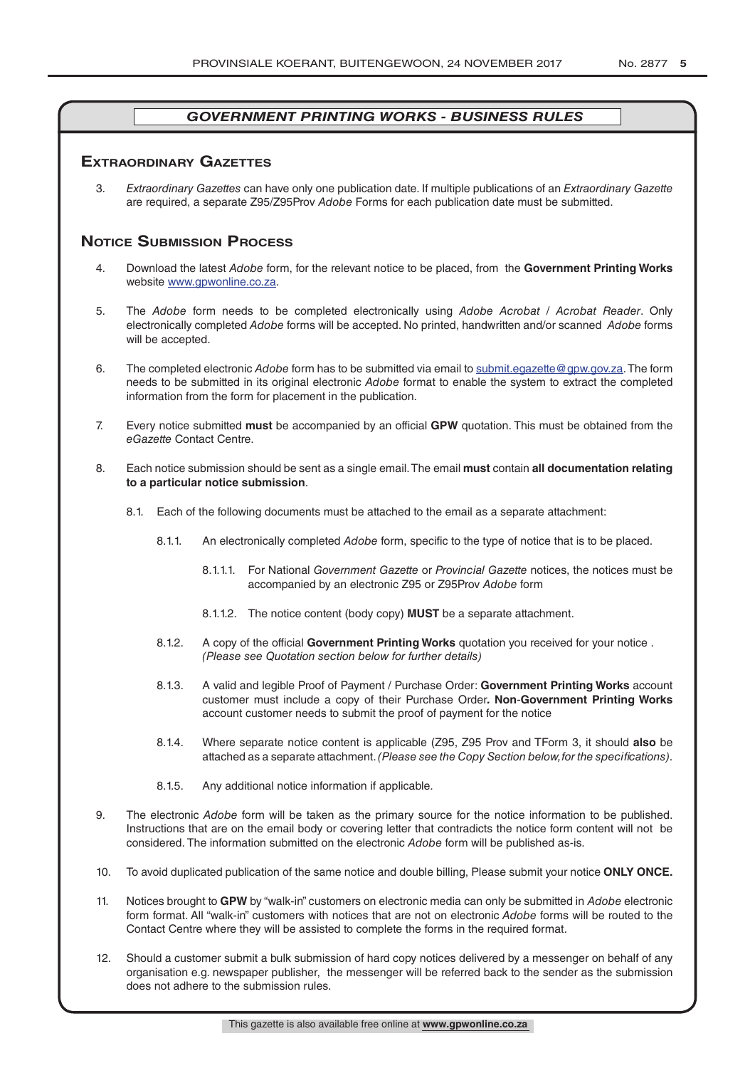## *GOVERNMENT PRINTING WORKS - BUSINESS RULES*

### Extraordinary Gazettes

3. *Extraordinary Gazettes* can have only one publication date. If multiple publications of an *Extraordinary Gazette* are required, a separate Z95/Z95Prov *Adobe* Forms for each publication date must be submitted.

### Notice Submission Process

4. Download the latest *Adobe* form, for the relevant notice to be placed, from the **Government Printing Works** website www.gpwonline.co.za.

5. The *Adobe* form needs to be completed electronically using *Adobe Acrobat* / *Acrobat Reader*. Only electronically completed *Adobe* forms will be accepted. No printed, handwritten and/or scanned *Adobe* forms will be accepted.

6. The completed electronic *Adobe* form has to be submitted via email to submit.egazette@gpw.gov.za. The form needs to be submitted in its original electronic *Adobe* format to enable the system to extract the completed information from the form for placement in the publication.

7. Every notice submitted **must** be accompanied by an official **GPW** quotation. This must be obtained from the *eGazette* Contact Centre.

8. Each notice submission should be sent as a single email. The email **must** contain **all documentation relating to a particular notice submission**.

   8.1. Each of the following documents must be attached to the email as a separate attachment:

      8.1.1. An electronically completed *Adobe* form, specific to the type of notice that is to be placed.

         8.1.1.1. For National *Government Gazette* or *Provincial Gazette* notices, the notices must be accompanied by an electronic Z95 or Z95Prov *Adobe* form

         8.1.1.2. The notice content (body copy) **MUST** be a separate attachment.

      8.1.2. A copy of the official **Government Printing Works** quotation you received for your notice . *(Please see Quotation section below for further details)*

      8.1.3. A valid and legible Proof of Payment / Purchase Order: **Government Printing Works** account customer must include a copy of their Purchase Order**. Non-Government Printing Works** account customer needs to submit the proof of payment for the notice

      8.1.4. Where separate notice content is applicable (Z95, Z95 Prov and TForm 3, it should **also** be attached as a separate attachment. *(Please see the Copy Section below, for the specifications)*.

      8.1.5. Any additional notice information if applicable.

9. The electronic *Adobe* form will be taken as the primary source for the notice information to be published. Instructions that are on the email body or covering letter that contradicts the notice form content will not be considered. The information submitted on the electronic *Adobe* form will be published as-is.

10. To avoid duplicated publication of the same notice and double billing, Please submit your notice **ONLY ONCE.**

11. Notices brought to **GPW** by "walk-in" customers on electronic media can only be submitted in *Adobe* electronic form format. All "walk-in" customers with notices that are not on electronic *Adobe* forms will be routed to the Contact Centre where they will be assisted to complete the forms in the required format.

12. Should a customer submit a bulk submission of hard copy notices delivered by a messenger on behalf of any organisation e.g. newspaper publisher, the messenger will be referred back to the sender as the submission does not adhere to the submission rules.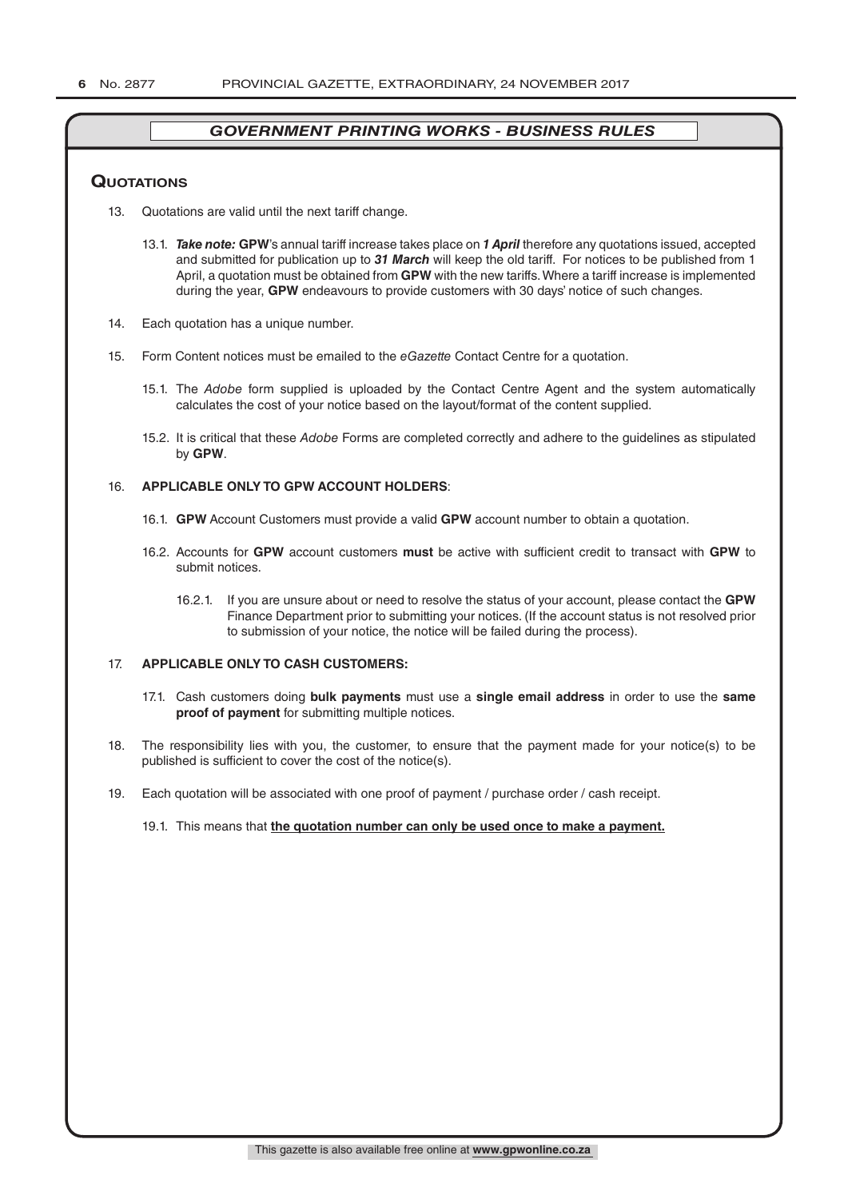## GOVERNMENT PRINTING WORKS - BUSINESS RULES

### Quotations

13. Quotations are valid until the next tariff change.

    13.1. ***Take note:*** **GPW**'s annual tariff increase takes place on ***1 April*** therefore any quotations issued, accepted and submitted for publication up to ***31 March*** will keep the old tariff. For notices to be published from 1 April, a quotation must be obtained from **GPW** with the new tariffs. Where a tariff increase is implemented during the year, **GPW** endeavours to provide customers with 30 days' notice of such changes.

14. Each quotation has a unique number.

15. Form Content notices must be emailed to the *eGazette* Contact Centre for a quotation.

    15.1. The *Adobe* form supplied is uploaded by the Contact Centre Agent and the system automatically calculates the cost of your notice based on the layout/format of the content supplied.

    15.2. It is critical that these *Adobe* Forms are completed correctly and adhere to the guidelines as stipulated by **GPW**.

16. **APPLICABLE ONLY TO GPW ACCOUNT HOLDERS**:

    16.1. **GPW** Account Customers must provide a valid **GPW** account number to obtain a quotation.

    16.2. Accounts for **GPW** account customers **must** be active with sufficient credit to transact with **GPW** to submit notices.

    16.2.1. If you are unsure about or need to resolve the status of your account, please contact the **GPW** Finance Department prior to submitting your notices. (If the account status is not resolved prior to submission of your notice, the notice will be failed during the process).

17. **APPLICABLE ONLY TO CASH CUSTOMERS:**

    17.1. Cash customers doing **bulk payments** must use a **single email address** in order to use the **same proof of payment** for submitting multiple notices.

18. The responsibility lies with you, the customer, to ensure that the payment made for your notice(s) to be published is sufficient to cover the cost of the notice(s).

19. Each quotation will be associated with one proof of payment / purchase order / cash receipt.

    19.1. This means that **the quotation number can only be used once to make a payment.**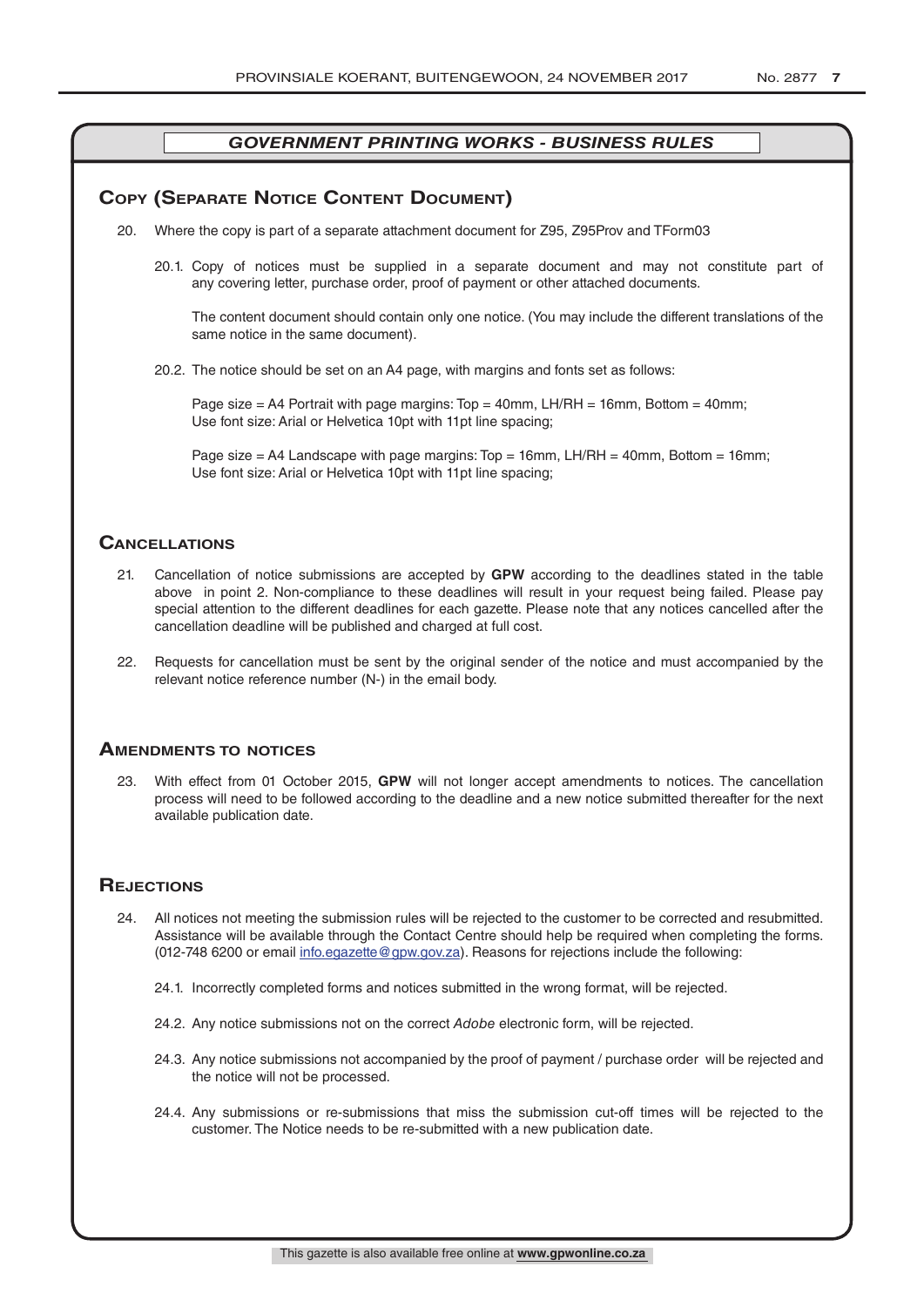## *GOVERNMENT PRINTING WORKS - BUSINESS RULES*

### Copy (Separate Notice Content Document)

20. Where the copy is part of a separate attachment document for Z95, Z95Prov and TForm03

    20.1. Copy of notices must be supplied in a separate document and may not constitute part of any covering letter, purchase order, proof of payment or other attached documents.

    The content document should contain only one notice. (You may include the different translations of the same notice in the same document).

    20.2. The notice should be set on an A4 page, with margins and fonts set as follows:

    Page size = A4 Portrait with page margins: Top = 40mm, LH/RH = 16mm, Bottom = 40mm; Use font size: Arial or Helvetica 10pt with 11pt line spacing;

    Page size = A4 Landscape with page margins: Top = 16mm, LH/RH = 40mm, Bottom = 16mm; Use font size: Arial or Helvetica 10pt with 11pt line spacing;

### Cancellations

21. Cancellation of notice submissions are accepted by **GPW** according to the deadlines stated in the table above in point 2. Non-compliance to these deadlines will result in your request being failed. Please pay special attention to the different deadlines for each gazette. Please note that any notices cancelled after the cancellation deadline will be published and charged at full cost.

22. Requests for cancellation must be sent by the original sender of the notice and must accompanied by the relevant notice reference number (N-) in the email body.

### Amendments to notices

23. With effect from 01 October 2015, **GPW** will not longer accept amendments to notices. The cancellation process will need to be followed according to the deadline and a new notice submitted thereafter for the next available publication date.

### Rejections

24. All notices not meeting the submission rules will be rejected to the customer to be corrected and resubmitted. Assistance will be available through the Contact Centre should help be required when completing the forms. (012-748 6200 or email info.egazette@gpw.gov.za). Reasons for rejections include the following:

    24.1. Incorrectly completed forms and notices submitted in the wrong format, will be rejected.

    24.2. Any notice submissions not on the correct *Adobe* electronic form, will be rejected.

    24.3. Any notice submissions not accompanied by the proof of payment / purchase order will be rejected and the notice will not be processed.

    24.4. Any submissions or re-submissions that miss the submission cut-off times will be rejected to the customer. The Notice needs to be re-submitted with a new publication date.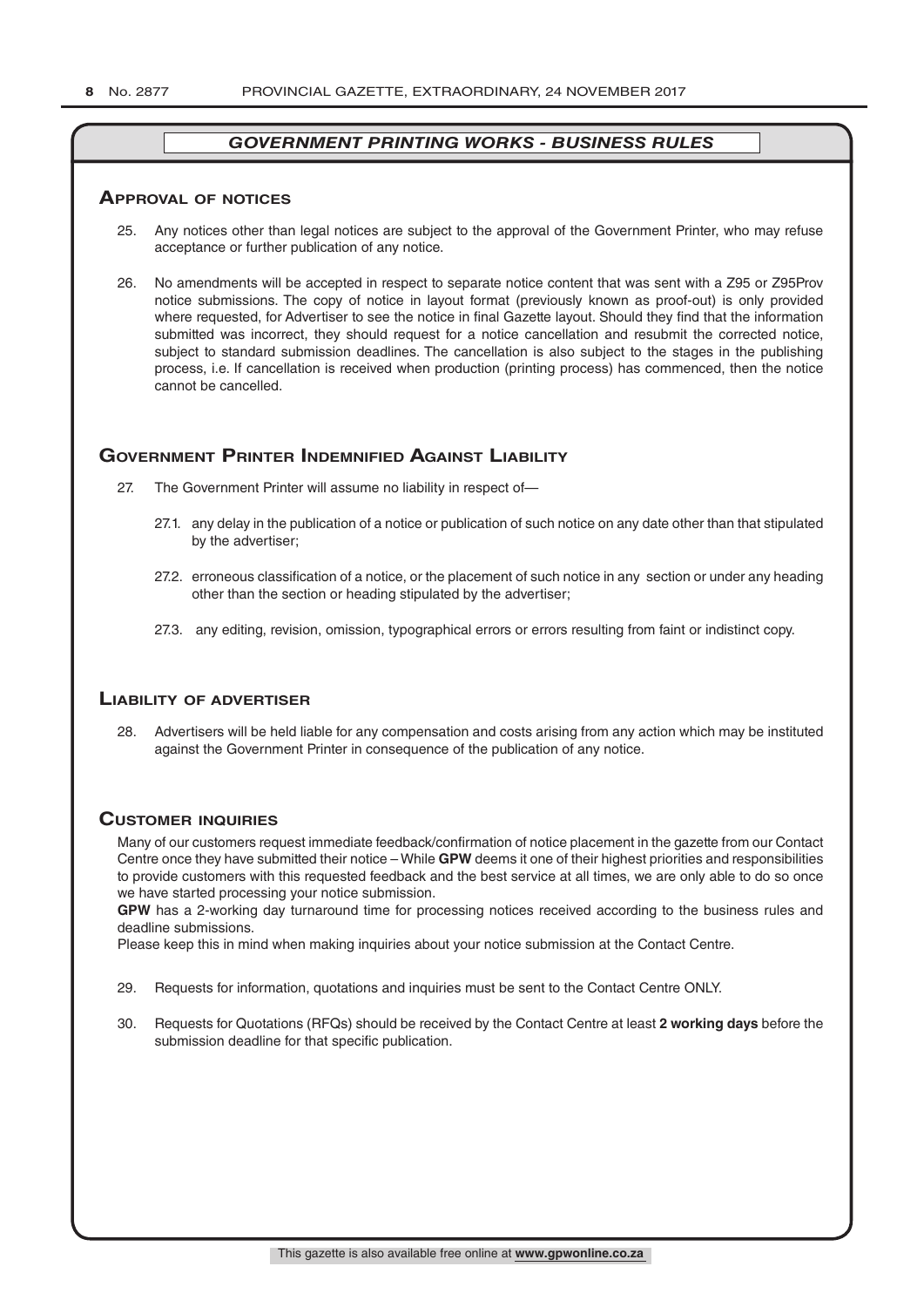## *GOVERNMENT PRINTING WORKS - BUSINESS RULES*

### Approval of notices

25. Any notices other than legal notices are subject to the approval of the Government Printer, who may refuse acceptance or further publication of any notice.

26. No amendments will be accepted in respect to separate notice content that was sent with a Z95 or Z95Prov notice submissions. The copy of notice in layout format (previously known as proof-out) is only provided where requested, for Advertiser to see the notice in final Gazette layout. Should they find that the information submitted was incorrect, they should request for a notice cancellation and resubmit the corrected notice, subject to standard submission deadlines. The cancellation is also subject to the stages in the publishing process, i.e. If cancellation is received when production (printing process) has commenced, then the notice cannot be cancelled.

### Government Printer Indemnified Against Liability

27. The Government Printer will assume no liability in respect of—

    27.1. any delay in the publication of a notice or publication of such notice on any date other than that stipulated by the advertiser;

    27.2. erroneous classification of a notice, or the placement of such notice in any section or under any heading other than the section or heading stipulated by the advertiser;

    27.3. any editing, revision, omission, typographical errors or errors resulting from faint or indistinct copy.

### Liability of advertiser

28. Advertisers will be held liable for any compensation and costs arising from any action which may be instituted against the Government Printer in consequence of the publication of any notice.

### Customer inquiries

Many of our customers request immediate feedback/confirmation of notice placement in the gazette from our Contact Centre once they have submitted their notice – While **GPW** deems it one of their highest priorities and responsibilities to provide customers with this requested feedback and the best service at all times, we are only able to do so once we have started processing your notice submission.

**GPW** has a 2-working day turnaround time for processing notices received according to the business rules and deadline submissions.

Please keep this in mind when making inquiries about your notice submission at the Contact Centre.

29. Requests for information, quotations and inquiries must be sent to the Contact Centre ONLY.

30. Requests for Quotations (RFQs) should be received by the Contact Centre at least **2 working days** before the submission deadline for that specific publication.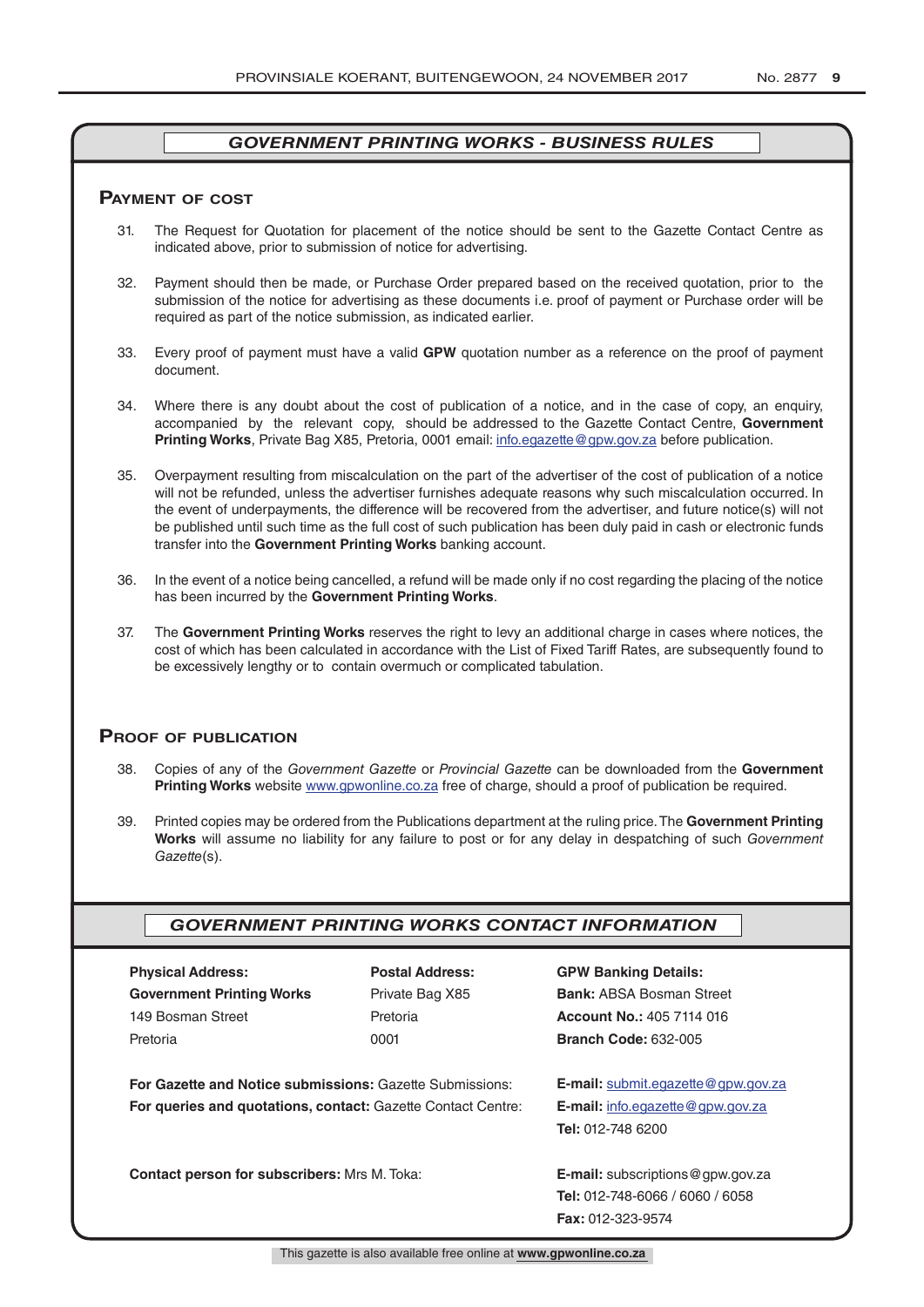## *GOVERNMENT PRINTING WORKS - BUSINESS RULES*

### Payment of cost

31. The Request for Quotation for placement of the notice should be sent to the Gazette Contact Centre as indicated above, prior to submission of notice for advertising.

32. Payment should then be made, or Purchase Order prepared based on the received quotation, prior to the submission of the notice for advertising as these documents i.e. proof of payment or Purchase order will be required as part of the notice submission, as indicated earlier.

33. Every proof of payment must have a valid **GPW** quotation number as a reference on the proof of payment document.

34. Where there is any doubt about the cost of publication of a notice, and in the case of copy, an enquiry, accompanied by the relevant copy, should be addressed to the Gazette Contact Centre, **Government Printing Works**, Private Bag X85, Pretoria, 0001 email: info.egazette@gpw.gov.za before publication.

35. Overpayment resulting from miscalculation on the part of the advertiser of the cost of publication of a notice will not be refunded, unless the advertiser furnishes adequate reasons why such miscalculation occurred. In the event of underpayments, the difference will be recovered from the advertiser, and future notice(s) will not be published until such time as the full cost of such publication has been duly paid in cash or electronic funds transfer into the **Government Printing Works** banking account.

36. In the event of a notice being cancelled, a refund will be made only if no cost regarding the placing of the notice has been incurred by the **Government Printing Works**.

37. The **Government Printing Works** reserves the right to levy an additional charge in cases where notices, the cost of which has been calculated in accordance with the List of Fixed Tariff Rates, are subsequently found to be excessively lengthy or to contain overmuch or complicated tabulation.

### Proof of publication

38. Copies of any of the *Government Gazette* or *Provincial Gazette* can be downloaded from the **Government Printing Works** website www.gpwonline.co.za free of charge, should a proof of publication be required.

39. Printed copies may be ordered from the Publications department at the ruling price. The **Government Printing Works** will assume no liability for any failure to post or for any delay in despatching of such *Government Gazette*(s).

## *GOVERNMENT PRINTING WORKS CONTACT INFORMATION*

| **Physical Address:** | **Postal Address:** | **GPW Banking Details:** |
|---|---|---|
| **Government Printing Works** | Private Bag X85 | **Bank:** ABSA Bosman Street |
| 149 Bosman Street | Pretoria | **Account No.:** 405 7114 016 |
| Pretoria | 0001 | **Branch Code:** 632-005 |

**For Gazette and Notice submissions:** Gazette Submissions: **E-mail:** submit.egazette@gpw.gov.za

**For queries and quotations, contact:** Gazette Contact Centre: **E-mail:** info.egazette@gpw.gov.za **Tel:** 012-748 6200

**Contact person for subscribers:** Mrs M. Toka: **E-mail:** subscriptions@gpw.gov.za **Tel:** 012-748-6066 / 6060 / 6058 **Fax:** 012-323-9574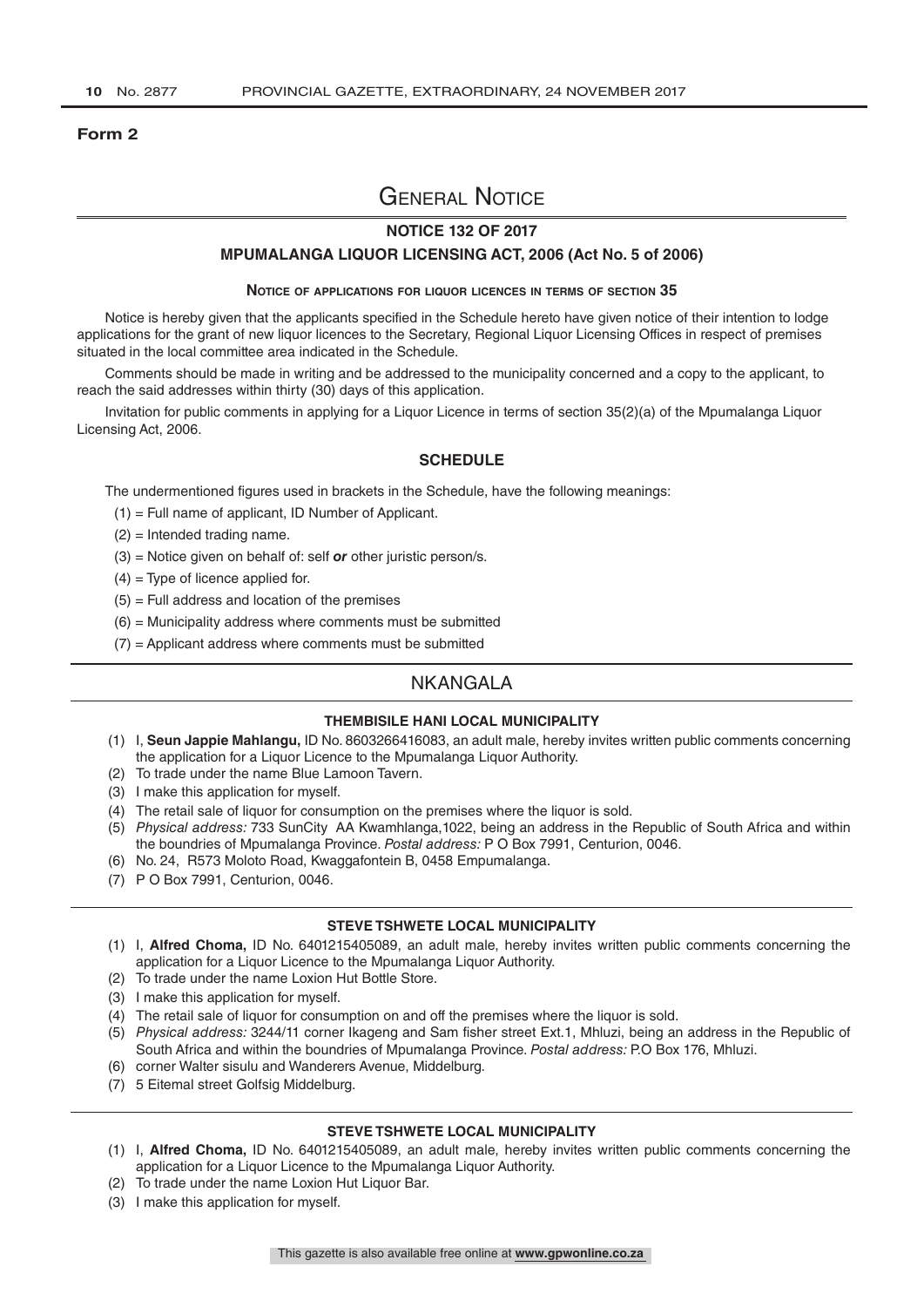**Form 2**

# General Notice

## NOTICE 132 OF 2017

## MPUMALANGA LIQUOR LICENSING ACT, 2006 (Act No. 5 of 2006)

### Notice of applications for liquor licences in terms of section 35

Notice is hereby given that the applicants specified in the Schedule hereto have given notice of their intention to lodge applications for the grant of new liquor licences to the Secretary, Regional Liquor Licensing Offices in respect of premises situated in the local committee area indicated in the Schedule.

Comments should be made in writing and be addressed to the municipality concerned and a copy to the applicant, to reach the said addresses within thirty (30) days of this application.

Invitation for public comments in applying for a Liquor Licence in terms of section 35(2)(a) of the Mpumalanga Liquor Licensing Act, 2006.

### SCHEDULE

The undermentioned figures used in brackets in the Schedule, have the following meanings:

(1) = Full name of applicant, ID Number of Applicant.

(2) = Intended trading name.

(3) = Notice given on behalf of: self ***or*** other juristic person/s.

(4) = Type of licence applied for.

(5) = Full address and location of the premises

(6) = Municipality address where comments must be submitted

(7) = Applicant address where comments must be submitted

## NKANGALA

### THEMBISILE HANI LOCAL MUNICIPALITY

(1) I, **Seun Jappie Mahlangu,** ID No. 8603266416083, an adult male, hereby invites written public comments concerning the application for a Liquor Licence to the Mpumalanga Liquor Authority.
(2) To trade under the name Blue Lamoon Tavern.
(3) I make this application for myself.
(4) The retail sale of liquor for consumption on the premises where the liquor is sold.
(5) *Physical address:* 733 SunCity AA Kwamhlanga,1022, being an address in the Republic of South Africa and within the boundries of Mpumalanga Province. *Postal address:* P O Box 7991, Centurion, 0046.
(6) No. 24, R573 Moloto Road, Kwaggafontein B, 0458 Empumalanga.
(7) P O Box 7991, Centurion, 0046.

### STEVE TSHWETE LOCAL MUNICIPALITY

(1) I, **Alfred Choma,** ID No. 6401215405089, an adult male, hereby invites written public comments concerning the application for a Liquor Licence to the Mpumalanga Liquor Authority.
(2) To trade under the name Loxion Hut Bottle Store.
(3) I make this application for myself.
(4) The retail sale of liquor for consumption on and off the premises where the liquor is sold.
(5) *Physical address:* 3244/11 corner Ikageng and Sam fisher street Ext.1, Mhluzi, being an address in the Republic of South Africa and within the boundries of Mpumalanga Province. *Postal address:* P.O Box 176, Mhluzi.
(6) corner Walter sisulu and Wanderers Avenue, Middelburg.
(7) 5 Eitemal street Golfsig Middelburg.

### STEVE TSHWETE LOCAL MUNICIPALITY

(1) I, **Alfred Choma,** ID No. 6401215405089, an adult male, hereby invites written public comments concerning the application for a Liquor Licence to the Mpumalanga Liquor Authority.
(2) To trade under the name Loxion Hut Liquor Bar.
(3) I make this application for myself.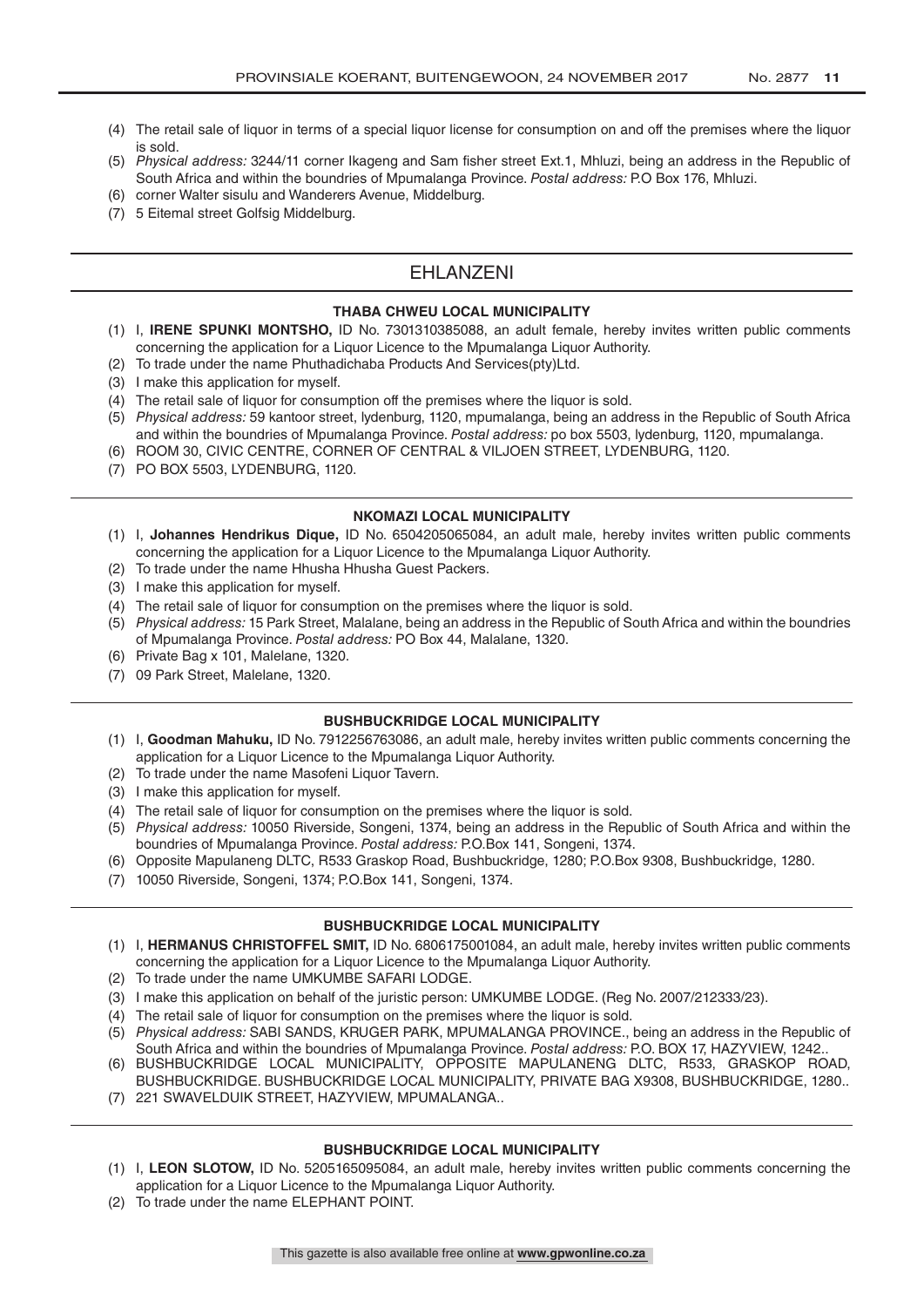(4) The retail sale of liquor in terms of a special liquor license for consumption on and off the premises where the liquor is sold.
(5) *Physical address:* 3244/11 corner Ikageng and Sam fisher street Ext.1, Mhluzi, being an address in the Republic of South Africa and within the boundries of Mpumalanga Province. *Postal address:* P.O Box 176, Mhluzi.
(6) corner Walter sisulu and Wanderers Avenue, Middelburg.
(7) 5 Eitemal street Golfsig Middelburg.

## EHLANZENI

**THABA CHWEU LOCAL MUNICIPALITY**

(1) I, **IRENE SPUNKI MONTSHO,** ID No. 7301310385088, an adult female, hereby invites written public comments concerning the application for a Liquor Licence to the Mpumalanga Liquor Authority.
(2) To trade under the name Phuthadichaba Products And Services(pty)Ltd.
(3) I make this application for myself.
(4) The retail sale of liquor for consumption off the premises where the liquor is sold.
(5) *Physical address:* 59 kantoor street, lydenburg, 1120, mpumalanga, being an address in the Republic of South Africa and within the boundries of Mpumalanga Province. *Postal address:* po box 5503, lydenburg, 1120, mpumalanga.
(6) ROOM 30, CIVIC CENTRE, CORNER OF CENTRAL & VILJOEN STREET, LYDENBURG, 1120.
(7) PO BOX 5503, LYDENBURG, 1120.

**NKOMAZI LOCAL MUNICIPALITY**

(1) I, **Johannes Hendrikus Dique,** ID No. 6504205065084, an adult male, hereby invites written public comments concerning the application for a Liquor Licence to the Mpumalanga Liquor Authority.
(2) To trade under the name Hhusha Hhusha Guest Packers.
(3) I make this application for myself.
(4) The retail sale of liquor for consumption on the premises where the liquor is sold.
(5) *Physical address:* 15 Park Street, Malalane, being an address in the Republic of South Africa and within the boundries of Mpumalanga Province. *Postal address:* PO Box 44, Malalane, 1320.
(6) Private Bag x 101, Malelane, 1320.
(7) 09 Park Street, Malelane, 1320.

**BUSHBUCKRIDGE LOCAL MUNICIPALITY**

(1) I, **Goodman Mahuku,** ID No. 7912256763086, an adult male, hereby invites written public comments concerning the application for a Liquor Licence to the Mpumalanga Liquor Authority.
(2) To trade under the name Masofeni Liquor Tavern.
(3) I make this application for myself.
(4) The retail sale of liquor for consumption on the premises where the liquor is sold.
(5) *Physical address:* 10050 Riverside, Songeni, 1374, being an address in the Republic of South Africa and within the boundries of Mpumalanga Province. *Postal address:* P.O.Box 141, Songeni, 1374.
(6) Opposite Mapulaneng DLTC, R533 Graskop Road, Bushbuckridge, 1280; P.O.Box 9308, Bushbuckridge, 1280.
(7) 10050 Riverside, Songeni, 1374; P.O.Box 141, Songeni, 1374.

**BUSHBUCKRIDGE LOCAL MUNICIPALITY**

(1) I, **HERMANUS CHRISTOFFEL SMIT,** ID No. 6806175001084, an adult male, hereby invites written public comments concerning the application for a Liquor Licence to the Mpumalanga Liquor Authority.
(2) To trade under the name UMKUMBE SAFARI LODGE.
(3) I make this application on behalf of the juristic person: UMKUMBE LODGE. (Reg No. 2007/212333/23).
(4) The retail sale of liquor for consumption on the premises where the liquor is sold.
(5) *Physical address:* SABI SANDS, KRUGER PARK, MPUMALANGA PROVINCE., being an address in the Republic of South Africa and within the boundries of Mpumalanga Province. *Postal address:* P.O. BOX 17, HAZYVIEW, 1242..
(6) BUSHBUCKRIDGE LOCAL MUNICIPALITY, OPPOSITE MAPULANENG DLTC, R533, GRASKOP ROAD, BUSHBUCKRIDGE. BUSHBUCKRIDGE LOCAL MUNICIPALITY, PRIVATE BAG X9308, BUSHBUCKRIDGE, 1280..
(7) 221 SWAVELDUIK STREET, HAZYVIEW, MPUMALANGA..

**BUSHBUCKRIDGE LOCAL MUNICIPALITY**

(1) I, **LEON SLOTOW,** ID No. 5205165095084, an adult male, hereby invites written public comments concerning the application for a Liquor Licence to the Mpumalanga Liquor Authority.
(2) To trade under the name ELEPHANT POINT.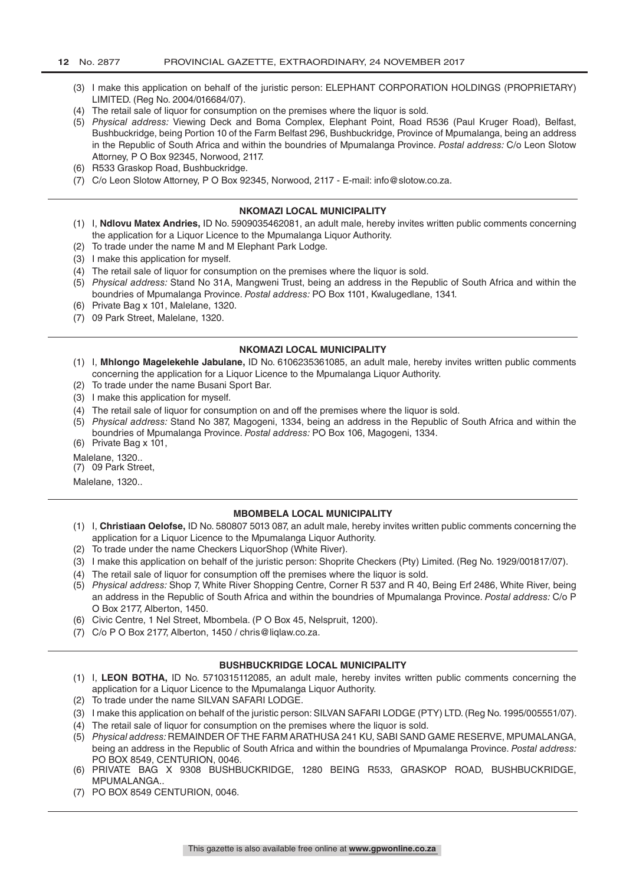(3) I make this application on behalf of the juristic person: ELEPHANT CORPORATION HOLDINGS (PROPRIETARY) LIMITED. (Reg No. 2004/016684/07).
(4) The retail sale of liquor for consumption on the premises where the liquor is sold.
(5) *Physical address:* Viewing Deck and Boma Complex, Elephant Point, Road R536 (Paul Kruger Road), Belfast, Bushbuckridge, being Portion 10 of the Farm Belfast 296, Bushbuckridge, Province of Mpumalanga, being an address in the Republic of South Africa and within the boundries of Mpumalanga Province. *Postal address:* C/o Leon Slotow Attorney, P O Box 92345, Norwood, 2117.
(6) R533 Graskop Road, Bushbuckridge.
(7) C/o Leon Slotow Attorney, P O Box 92345, Norwood, 2117 - E-mail: info@slotow.co.za.

---

**NKOMAZI LOCAL MUNICIPALITY**

(1) I, **Ndlovu Matex Andries,** ID No. 5909035462081, an adult male, hereby invites written public comments concerning the application for a Liquor Licence to the Mpumalanga Liquor Authority.
(2) To trade under the name M and M Elephant Park Lodge.
(3) I make this application for myself.
(4) The retail sale of liquor for consumption on the premises where the liquor is sold.
(5) *Physical address:* Stand No 31A, Mangweni Trust, being an address in the Republic of South Africa and within the boundries of Mpumalanga Province. *Postal address:* PO Box 1101, Kwalugedlane, 1341.
(6) Private Bag x 101, Malelane, 1320.
(7) 09 Park Street, Malelane, 1320.

---

**NKOMAZI LOCAL MUNICIPALITY**

(1) I, **Mhlongo Magelekehle Jabulane,** ID No. 6106235361085, an adult male, hereby invites written public comments concerning the application for a Liquor Licence to the Mpumalanga Liquor Authority.
(2) To trade under the name Busani Sport Bar.
(3) I make this application for myself.
(4) The retail sale of liquor for consumption on and off the premises where the liquor is sold.
(5) *Physical address:* Stand No 387, Magogeni, 1334, being an address in the Republic of South Africa and within the boundries of Mpumalanga Province. *Postal address:* PO Box 106, Magogeni, 1334.
(6) Private Bag x 101,

Malelane, 1320..

(7) 09 Park Street,

Malelane, 1320..

---

**MBOMBELA LOCAL MUNICIPALITY**

(1) I, **Christiaan Oelofse,** ID No. 580807 5013 087, an adult male, hereby invites written public comments concerning the application for a Liquor Licence to the Mpumalanga Liquor Authority.
(2) To trade under the name Checkers LiquorShop (White River).
(3) I make this application on behalf of the juristic person: Shoprite Checkers (Pty) Limited. (Reg No. 1929/001817/07).
(4) The retail sale of liquor for consumption off the premises where the liquor is sold.
(5) *Physical address:* Shop 7, White River Shopping Centre, Corner R 537 and R 40, Being Erf 2486, White River, being an address in the Republic of South Africa and within the boundries of Mpumalanga Province. *Postal address:* C/o P O Box 2177, Alberton, 1450.
(6) Civic Centre, 1 Nel Street, Mbombela. (P O Box 45, Nelspruit, 1200).
(7) C/o P O Box 2177, Alberton, 1450 / chris@liqlaw.co.za.

---

**BUSHBUCKRIDGE LOCAL MUNICIPALITY**

(1) I, **LEON BOTHA,** ID No. 5710315112085, an adult male, hereby invites written public comments concerning the application for a Liquor Licence to the Mpumalanga Liquor Authority.
(2) To trade under the name SILVAN SAFARI LODGE.
(3) I make this application on behalf of the juristic person: SILVAN SAFARI LODGE (PTY) LTD. (Reg No. 1995/005551/07).
(4) The retail sale of liquor for consumption on the premises where the liquor is sold.
(5) *Physical address:* REMAINDER OF THE FARM ARATHUSA 241 KU, SABI SAND GAME RESERVE, MPUMALANGA, being an address in the Republic of South Africa and within the boundries of Mpumalanga Province. *Postal address:* PO BOX 8549, CENTURION, 0046.
(6) PRIVATE BAG X 9308 BUSHBUCKRIDGE, 1280 BEING R533, GRASKOP ROAD, BUSHBUCKRIDGE, MPUMALANGA..
(7) PO BOX 8549 CENTURION, 0046.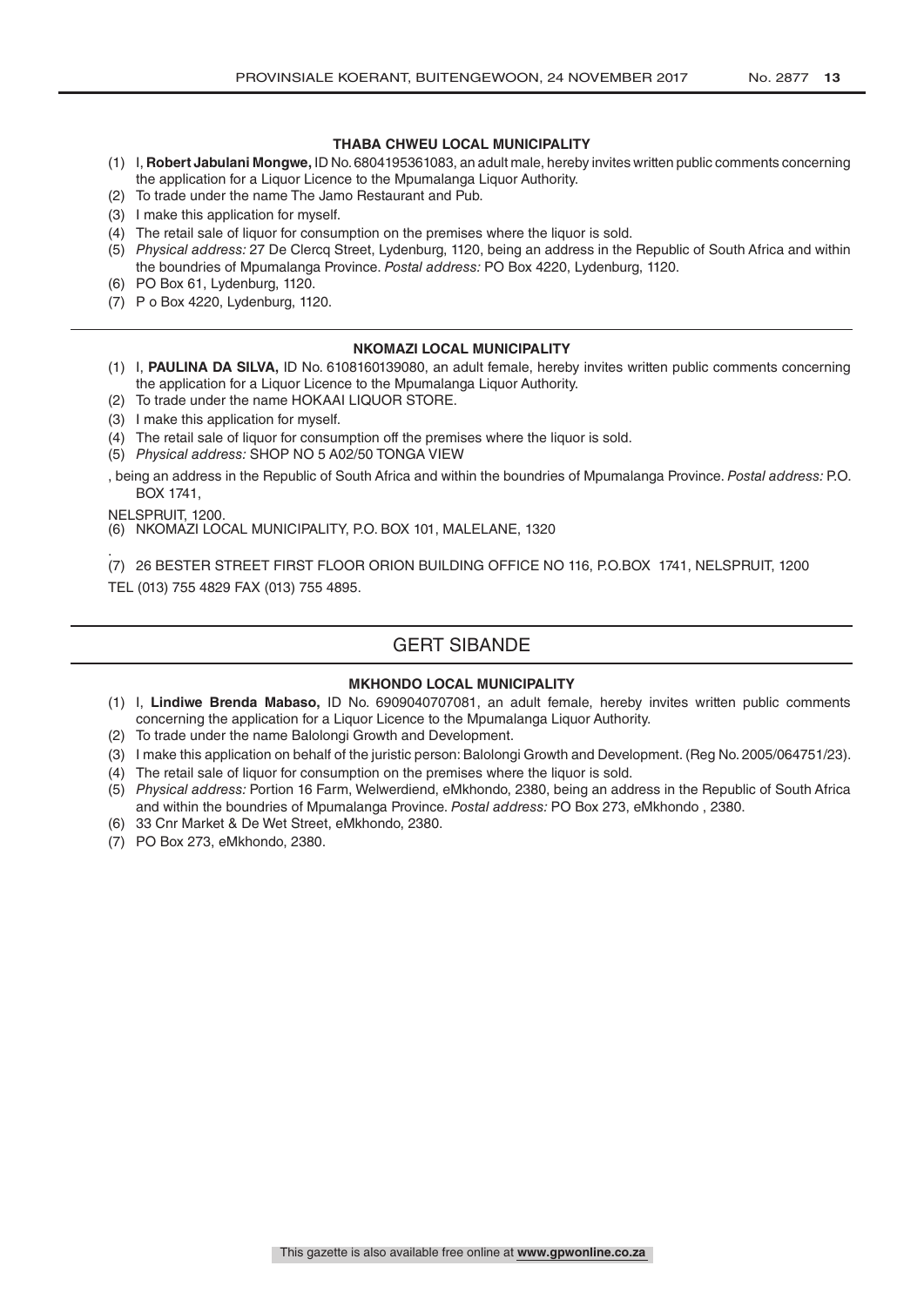### THABA CHWEU LOCAL MUNICIPALITY

(1) I, **Robert Jabulani Mongwe,** ID No. 6804195361083, an adult male, hereby invites written public comments concerning the application for a Liquor Licence to the Mpumalanga Liquor Authority.
(2) To trade under the name The Jamo Restaurant and Pub.
(3) I make this application for myself.
(4) The retail sale of liquor for consumption on the premises where the liquor is sold.
(5) *Physical address:* 27 De Clercq Street, Lydenburg, 1120, being an address in the Republic of South Africa and within the boundries of Mpumalanga Province. *Postal address:* PO Box 4220, Lydenburg, 1120.
(6) PO Box 61, Lydenburg, 1120.
(7) P o Box 4220, Lydenburg, 1120.

---

### NKOMAZI LOCAL MUNICIPALITY

(1) I, **PAULINA DA SILVA,** ID No. 6108160139080, an adult female, hereby invites written public comments concerning the application for a Liquor Licence to the Mpumalanga Liquor Authority.
(2) To trade under the name HOKAAI LIQUOR STORE.
(3) I make this application for myself.
(4) The retail sale of liquor for consumption off the premises where the liquor is sold.
(5) *Physical address:* SHOP NO 5 A02/50 TONGA VIEW

, being an address in the Republic of South Africa and within the boundries of Mpumalanga Province. *Postal address:* P.O. BOX 1741,

NELSPRUIT, 1200.

(6) NKOMAZI LOCAL MUNICIPALITY, P.O. BOX 101, MALELANE, 1320

.

(7) 26 BESTER STREET FIRST FLOOR ORION BUILDING OFFICE NO 116, P.O.BOX 1741, NELSPRUIT, 1200

TEL (013) 755 4829 FAX (013) 755 4895.

---

## GERT SIBANDE

### MKHONDO LOCAL MUNICIPALITY

(1) I, **Lindiwe Brenda Mabaso,** ID No. 6909040707081, an adult female, hereby invites written public comments concerning the application for a Liquor Licence to the Mpumalanga Liquor Authority.
(2) To trade under the name Balolongi Growth and Development.
(3) I make this application on behalf of the juristic person: Balolongi Growth and Development. (Reg No. 2005/064751/23).
(4) The retail sale of liquor for consumption on the premises where the liquor is sold.
(5) *Physical address:* Portion 16 Farm, Welwerdiend, eMkhondo, 2380, being an address in the Republic of South Africa and within the boundries of Mpumalanga Province. *Postal address:* PO Box 273, eMkhondo , 2380.
(6) 33 Cnr Market & De Wet Street, eMkhondo, 2380.
(7) PO Box 273, eMkhondo, 2380.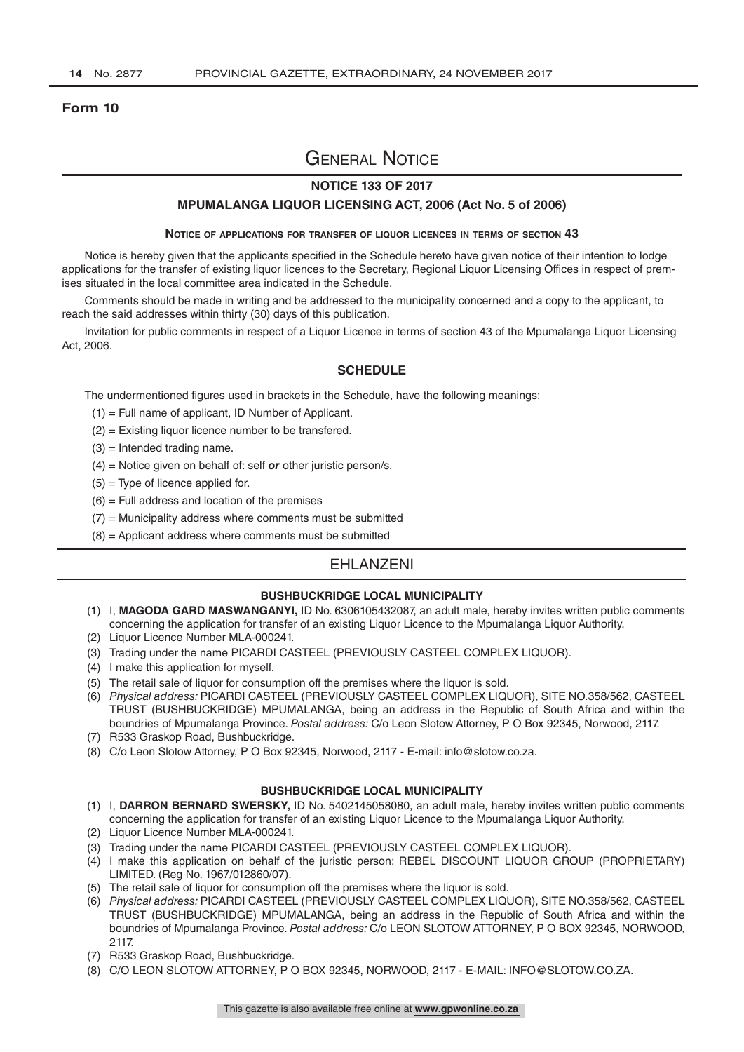**Form 10**

# General Notice

## NOTICE 133 OF 2017

## MPUMALANGA LIQUOR LICENSING ACT, 2006 (Act No. 5 of 2006)

### Notice of applications for transfer of liquor licences in terms of section 43

Notice is hereby given that the applicants specified in the Schedule hereto have given notice of their intention to lodge applications for the transfer of existing liquor licences to the Secretary, Regional Liquor Licensing Offices in respect of premises situated in the local committee area indicated in the Schedule.

Comments should be made in writing and be addressed to the municipality concerned and a copy to the applicant, to reach the said addresses within thirty (30) days of this publication.

Invitation for public comments in respect of a Liquor Licence in terms of section 43 of the Mpumalanga Liquor Licensing Act, 2006.

### SCHEDULE

The undermentioned figures used in brackets in the Schedule, have the following meanings:

(1) = Full name of applicant, ID Number of Applicant.

(2) = Existing liquor licence number to be transfered.

(3) = Intended trading name.

(4) = Notice given on behalf of: self ***or*** other juristic person/s.

(5) = Type of licence applied for.

(6) = Full address and location of the premises

(7) = Municipality address where comments must be submitted

(8) = Applicant address where comments must be submitted

## EHLANZENI

### BUSHBUCKRIDGE LOCAL MUNICIPALITY

(1) I, **MAGODA GARD MASWANGANYI,** ID No. 6306105432087, an adult male, hereby invites written public comments concerning the application for transfer of an existing Liquor Licence to the Mpumalanga Liquor Authority.

(2) Liquor Licence Number MLA-000241.

(3) Trading under the name PICARDI CASTEEL (PREVIOUSLY CASTEEL COMPLEX LIQUOR).

(4) I make this application for myself.

(5) The retail sale of liquor for consumption off the premises where the liquor is sold.

(6) *Physical address:* PICARDI CASTEEL (PREVIOUSLY CASTEEL COMPLEX LIQUOR), SITE NO.358/562, CASTEEL TRUST (BUSHBUCKRIDGE) MPUMALANGA, being an address in the Republic of South Africa and within the boundries of Mpumalanga Province. *Postal address:* C/o Leon Slotow Attorney, P O Box 92345, Norwood, 2117.

(7) R533 Graskop Road, Bushbuckridge.

(8) C/o Leon Slotow Attorney, P O Box 92345, Norwood, 2117 - E-mail: info@slotow.co.za.

---

### BUSHBUCKRIDGE LOCAL MUNICIPALITY

(1) I, **DARRON BERNARD SWERSKY,** ID No. 5402145058080, an adult male, hereby invites written public comments concerning the application for transfer of an existing Liquor Licence to the Mpumalanga Liquor Authority.

(2) Liquor Licence Number MLA-000241.

(3) Trading under the name PICARDI CASTEEL (PREVIOUSLY CASTEEL COMPLEX LIQUOR).

(4) I make this application on behalf of the juristic person: REBEL DISCOUNT LIQUOR GROUP (PROPRIETARY) LIMITED. (Reg No. 1967/012860/07).

(5) The retail sale of liquor for consumption off the premises where the liquor is sold.

(6) *Physical address:* PICARDI CASTEEL (PREVIOUSLY CASTEEL COMPLEX LIQUOR), SITE NO.358/562, CASTEEL TRUST (BUSHBUCKRIDGE) MPUMALANGA, being an address in the Republic of South Africa and within the boundries of Mpumalanga Province. *Postal address:* C/o LEON SLOTOW ATTORNEY, P O BOX 92345, NORWOOD, 2117.

(7) R533 Graskop Road, Bushbuckridge.

(8) C/O LEON SLOTOW ATTORNEY, P O BOX 92345, NORWOOD, 2117 - E-MAIL: INFO@SLOTOW.CO.ZA.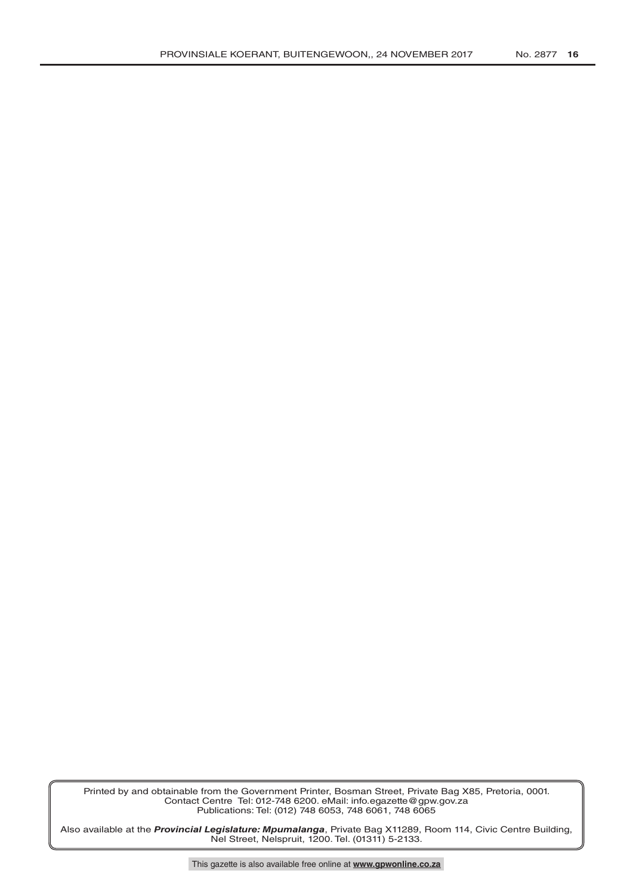Printed by and obtainable from the Government Printer, Bosman Street, Private Bag X85, Pretoria, 0001.
Contact Centre Tel: 012-748 6200. eMail: info.egazette@gpw.gov.za
Publications: Tel: (012) 748 6053, 748 6061, 748 6065

Also available at the ***Provincial Legislature: Mpumalanga***, Private Bag X11289, Room 114, Civic Centre Building, Nel Street, Nelspruit, 1200. Tel. (01311) 5-2133.

This gazette is also available free online at **www.gpwonline.co.za**